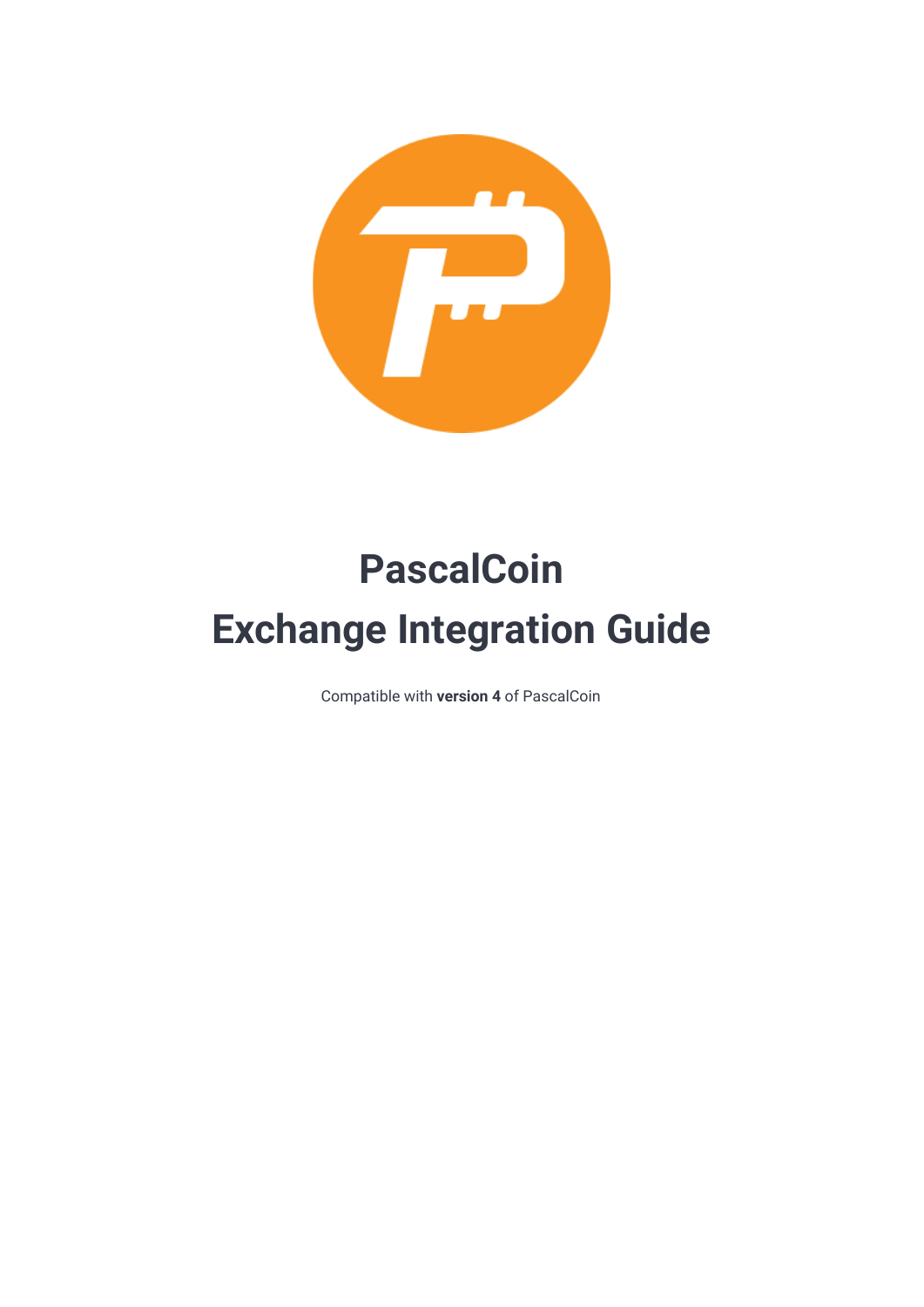# PascalCoin
# Exchange Integration Guide

Compatible with **version 4** of PascalCoin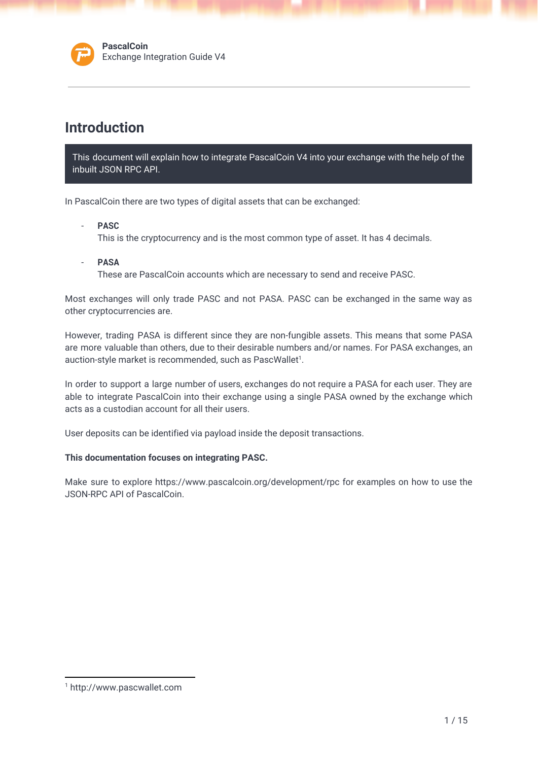# Introduction

This document will explain how to integrate PascalCoin V4 into your exchange with the help of the inbuilt JSON RPC API.

In PascalCoin there are two types of digital assets that can be exchanged:

- **PASC**
  This is the cryptocurrency and is the most common type of asset. It has 4 decimals.

- **PASA**
  These are PascalCoin accounts which are necessary to send and receive PASC.

Most exchanges will only trade PASC and not PASA. PASC can be exchanged in the same way as other cryptocurrencies are.

However, trading PASA is different since they are non-fungible assets. This means that some PASA are more valuable than others, due to their desirable numbers and/or names. For PASA exchanges, an auction-style market is recommended, such as PascWallet[1].

In order to support a large number of users, exchanges do not require a PASA for each user. They are able to integrate PascalCoin into their exchange using a single PASA owned by the exchange which acts as a custodian account for all their users.

User deposits can be identified via payload inside the deposit transactions.

**This documentation focuses on integrating PASC.**

Make sure to explore https://www.pascalcoin.org/development/rpc for examples on how to use the JSON-RPC API of PascalCoin.

[1] http://www.pascwallet.com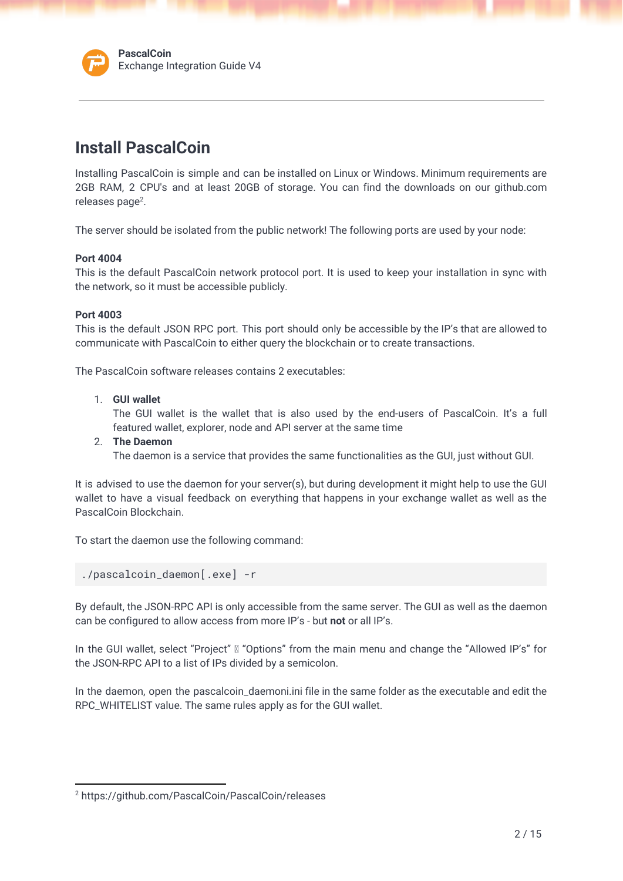# Install PascalCoin

Installing PascalCoin is simple and can be installed on Linux or Windows. Minimum requirements are 2GB RAM, 2 CPU's and at least 20GB of storage. You can find the downloads on our github.com releases page[2].

The server should be isolated from the public network! The following ports are used by your node:

**Port 4004**
This is the default PascalCoin network protocol port. It is used to keep your installation in sync with the network, so it must be accessible publicly.

**Port 4003**
This is the default JSON RPC port. This port should only be accessible by the IP's that are allowed to communicate with PascalCoin to either query the blockchain or to create transactions.

The PascalCoin software releases contains 2 executables:

1. **GUI wallet**
   The GUI wallet is the wallet that is also used by the end-users of PascalCoin. It's a full featured wallet, explorer, node and API server at the same time
2. **The Daemon**
   The daemon is a service that provides the same functionalities as the GUI, just without GUI.

It is advised to use the daemon for your server(s), but during development it might help to use the GUI wallet to have a visual feedback on everything that happens in your exchange wallet as well as the PascalCoin Blockchain.

To start the daemon use the following command:

```
./pascalcoin_daemon[.exe] -r
```

By default, the JSON-RPC API is only accessible from the same server. The GUI as well as the daemon can be configured to allow access from more IP's - but **not** or all IP's.

In the GUI wallet, select "Project" → "Options" from the main menu and change the "Allowed IP's" for the JSON-RPC API to a list of IPs divided by a semicolon.

In the daemon, open the pascalcoin_daemoni.ini file in the same folder as the executable and edit the RPC_WHITELIST value. The same rules apply as for the GUI wallet.

[2] https://github.com/PascalCoin/PascalCoin/releases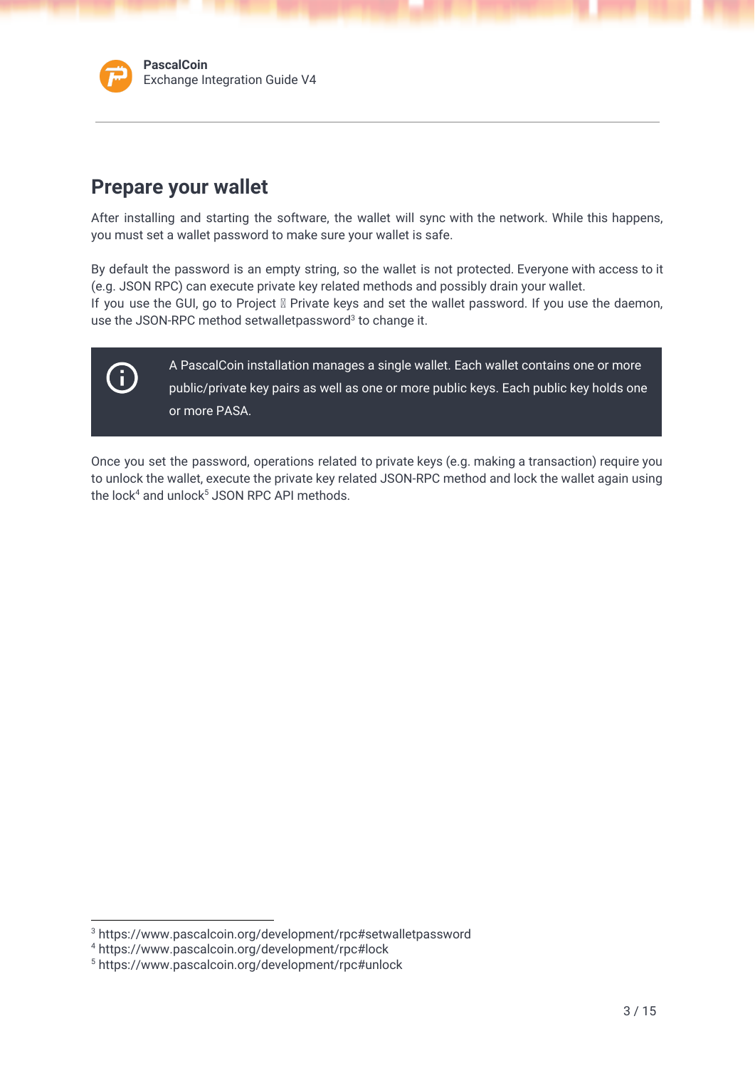## Prepare your wallet

After installing and starting the software, the wallet will sync with the network. While this happens, you must set a wallet password to make sure your wallet is safe.

By default the password is an empty string, so the wallet is not protected. Everyone with access to it (e.g. JSON RPC) can execute private key related methods and possibly drain your wallet.
If you use the GUI, go to Project  Private keys and set the wallet password. If you use the daemon, use the JSON-RPC method setwalletpassword[3] to change it.

> A PascalCoin installation manages a single wallet. Each wallet contains one or more public/private key pairs as well as one or more public keys. Each public key holds one or more PASA.

Once you set the password, operations related to private keys (e.g. making a transaction) require you to unlock the wallet, execute the private key related JSON-RPC method and lock the wallet again using the lock[4] and unlock[5] JSON RPC API methods.

[3] https://www.pascalcoin.org/development/rpc#setwalletpassword
[4] https://www.pascalcoin.org/development/rpc#lock
[5] https://www.pascalcoin.org/development/rpc#unlock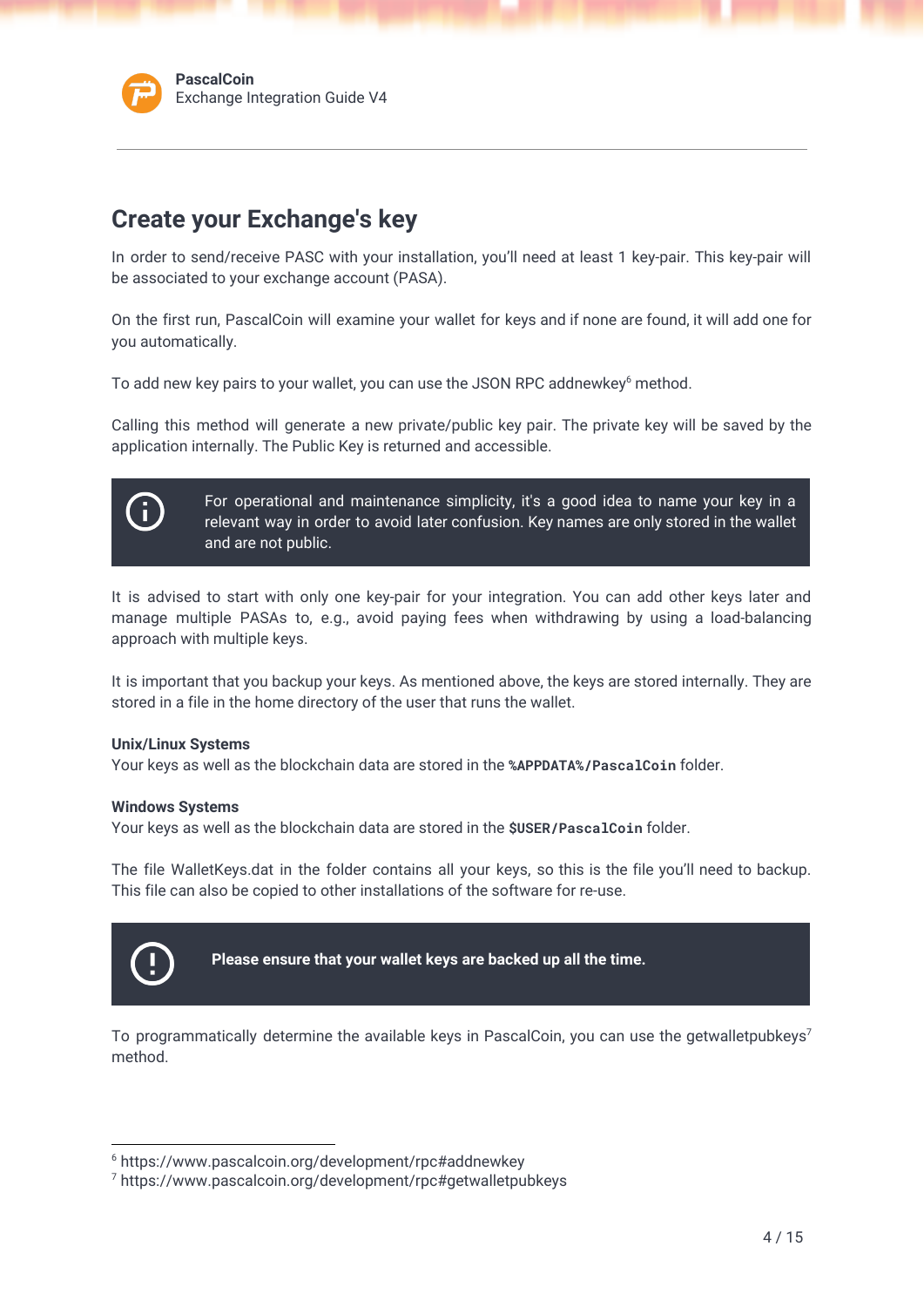# Create your Exchange's key

In order to send/receive PASC with your installation, you'll need at least 1 key-pair. This key-pair will be associated to your exchange account (PASA).

On the first run, PascalCoin will examine your wallet for keys and if none are found, it will add one for you automatically.

To add new key pairs to your wallet, you can use the JSON RPC addnewkey[6] method.

Calling this method will generate a new private/public key pair. The private key will be saved by the application internally. The Public Key is returned and accessible.

> For operational and maintenance simplicity, it's a good idea to name your key in a relevant way in order to avoid later confusion. Key names are only stored in the wallet and are not public.

It is advised to start with only one key-pair for your integration. You can add other keys later and manage multiple PASAs to, e.g., avoid paying fees when withdrawing by using a load-balancing approach with multiple keys.

It is important that you backup your keys. As mentioned above, the keys are stored internally. They are stored in a file in the home directory of the user that runs the wallet.

**Unix/Linux Systems**
Your keys as well as the blockchain data are stored in the **`%APPDATA%/PascalCoin`** folder.

**Windows Systems**
Your keys as well as the blockchain data are stored in the **`$USER/PascalCoin`** folder.

The file WalletKeys.dat in the folder contains all your keys, so this is the file you'll need to backup. This file can also be copied to other installations of the software for re-use.

> **Please ensure that your wallet keys are backed up all the time.**

To programmatically determine the available keys in PascalCoin, you can use the getwalletpubkeys[7] method.

---

[6] https://www.pascalcoin.org/development/rpc#addnewkey
[7] https://www.pascalcoin.org/development/rpc#getwalletpubkeys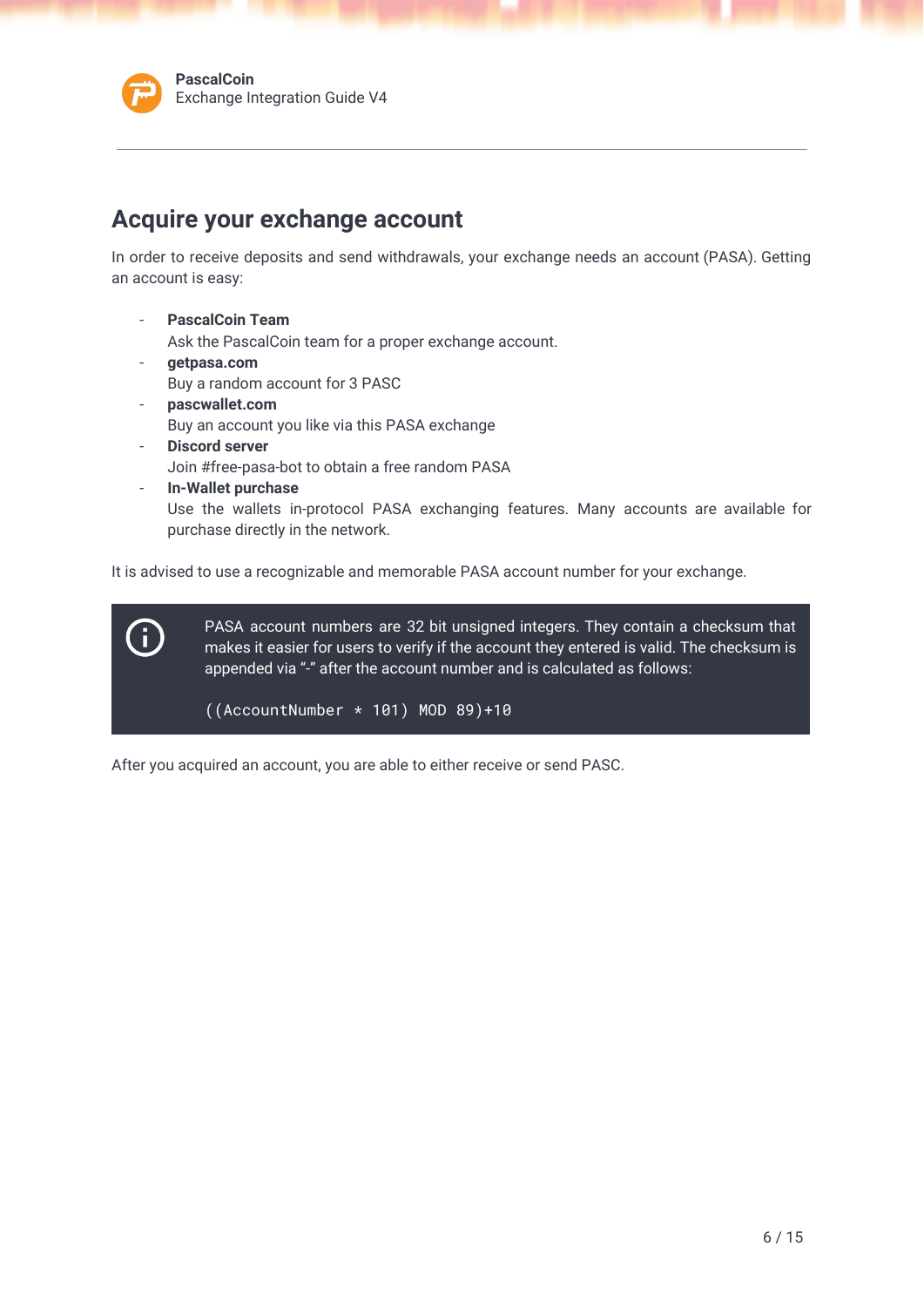## Acquire your exchange account

In order to receive deposits and send withdrawals, your exchange needs an account (PASA). Getting an account is easy:

- **PascalCoin Team**
  Ask the PascalCoin team for a proper exchange account.
- **getpasa.com**
  Buy a random account for 3 PASC
- **pascwallet.com**
  Buy an account you like via this PASA exchange
- **Discord server**
  Join #free-pasa-bot to obtain a free random PASA
- **In-Wallet purchase**
  Use the wallets in-protocol PASA exchanging features. Many accounts are available for purchase directly in the network.

It is advised to use a recognizable and memorable PASA account number for your exchange.

PASA account numbers are 32 bit unsigned integers. They contain a checksum that makes it easier for users to verify if the account they entered is valid. The checksum is appended via "-" after the account number and is calculated as follows:

```
((AccountNumber * 101) MOD 89)+10
```

After you acquired an account, you are able to either receive or send PASC.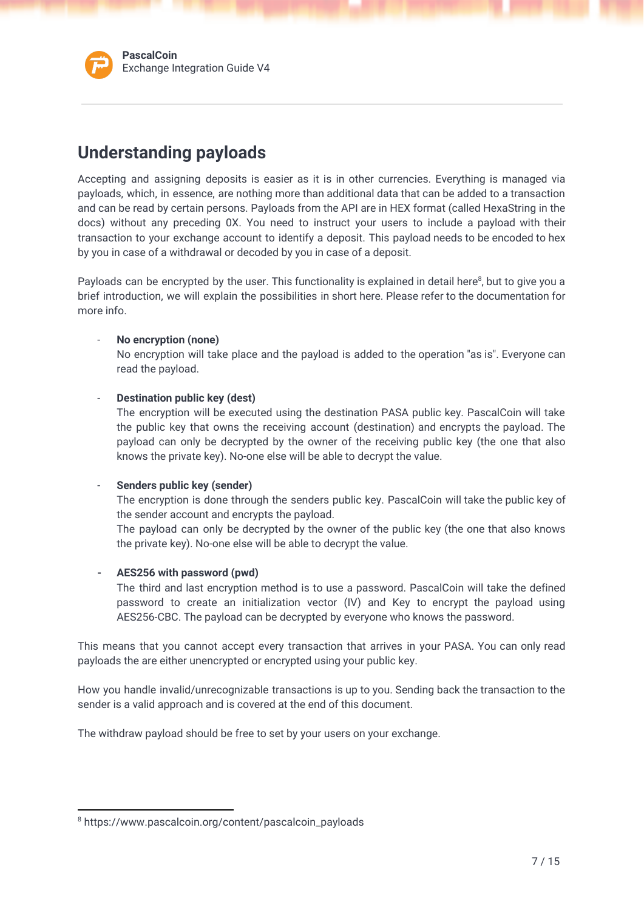## Understanding payloads

Accepting and assigning deposits is easier as it is in other currencies. Everything is managed via payloads, which, in essence, are nothing more than additional data that can be added to a transaction and can be read by certain persons. Payloads from the API are in HEX format (called HexaString in the docs) without any preceding 0X. You need to instruct your users to include a payload with their transaction to your exchange account to identify a deposit. This payload needs to be encoded to hex by you in case of a withdrawal or decoded by you in case of a deposit.

Payloads can be encrypted by the user. This functionality is explained in detail here[8], but to give you a brief introduction, we will explain the possibilities in short here. Please refer to the documentation for more info.

- **No encryption (none)**
  No encryption will take place and the payload is added to the operation "as is". Everyone can read the payload.

- **Destination public key (dest)**
  The encryption will be executed using the destination PASA public key. PascalCoin will take the public key that owns the receiving account (destination) and encrypts the payload. The payload can only be decrypted by the owner of the receiving public key (the one that also knows the private key). No-one else will be able to decrypt the value.

- **Senders public key (sender)**
  The encryption is done through the senders public key. PascalCoin will take the public key of the sender account and encrypts the payload.
  The payload can only be decrypted by the owner of the public key (the one that also knows the private key). No-one else will be able to decrypt the value.

- **AES256 with password (pwd)**
  The third and last encryption method is to use a password. PascalCoin will take the defined password to create an initialization vector (IV) and Key to encrypt the payload using AES256-CBC. The payload can be decrypted by everyone who knows the password.

This means that you cannot accept every transaction that arrives in your PASA. You can only read payloads the are either unencrypted or encrypted using your public key.

How you handle invalid/unrecognizable transactions is up to you. Sending back the transaction to the sender is a valid approach and is covered at the end of this document.

The withdraw payload should be free to set by your users on your exchange.

[8] https://www.pascalcoin.org/content/pascalcoin_payloads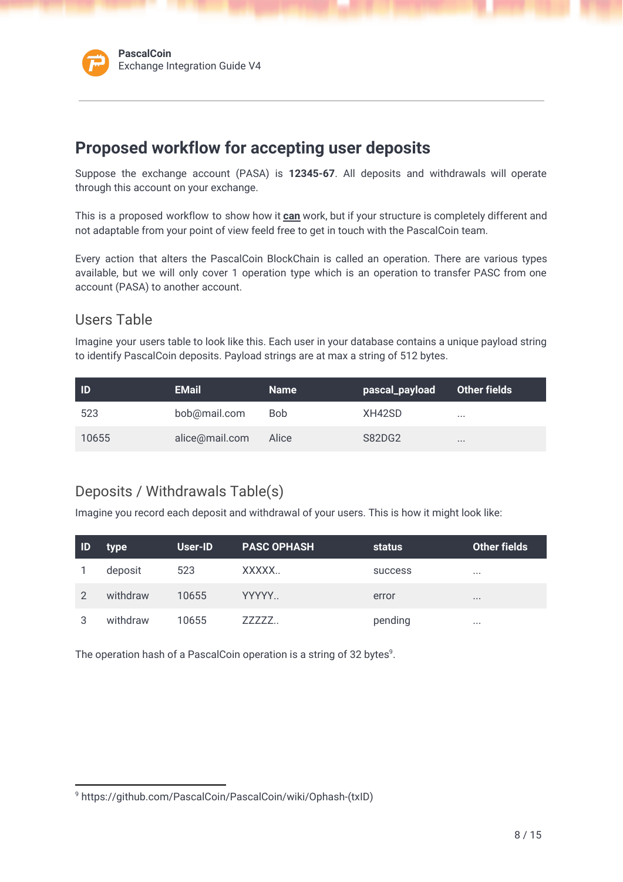## Proposed workflow for accepting user deposits

Suppose the exchange account (PASA) is **12345-67**. All deposits and withdrawals will operate through this account on your exchange.

This is a proposed workflow to show how it **can** work, but if your structure is completely different and not adaptable from your point of view feeld free to get in touch with the PascalCoin team.

Every action that alters the PascalCoin BlockChain is called an operation. There are various types available, but we will only cover 1 operation type which is an operation to transfer PASC from one account (PASA) to another account.

### Users Table

Imagine your users table to look like this. Each user in your database contains a unique payload string to identify PascalCoin deposits. Payload strings are at max a string of 512 bytes.

| ID | EMail | Name | pascal_payload | Other fields |
|---|---|---|---|---|
| 523 | bob@mail.com | Bob | XH42SD | ... |
| 10655 | alice@mail.com | Alice | S82DG2 | ... |

### Deposits / Withdrawals Table(s)

Imagine you record each deposit and withdrawal of your users. This is how it might look like:

| ID | type | User-ID | PASC OPHASH | status | Other fields |
|---|---|---|---|---|---|
| 1 | deposit | 523 | XXXXX.. | success | ... |
| 2 | withdraw | 10655 | YYYYY.. | error | ... |
| 3 | withdraw | 10655 | ZZZZZ.. | pending | ... |

The operation hash of a PascalCoin operation is a string of 32 bytes[9].

[9] https://github.com/PascalCoin/PascalCoin/wiki/Ophash-(txID)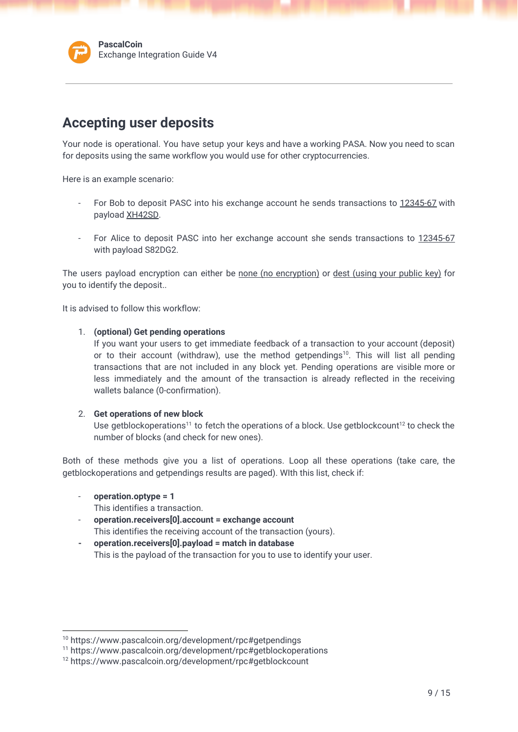## Accepting user deposits

Your node is operational. You have setup your keys and have a working PASA. Now you need to scan for deposits using the same workflow you would use for other cryptocurrencies.

Here is an example scenario:

- For Bob to deposit PASC into his exchange account he sends transactions to 12345-67 with payload XH42SD.
- For Alice to deposit PASC into her exchange account she sends transactions to 12345-67 with payload S82DG2.

The users payload encryption can either be none (no encryption) or dest (using your public key) for you to identify the deposit..

It is advised to follow this workflow:

1. **(optional) Get pending operations**
   If you want your users to get immediate feedback of a transaction to your account (deposit) or to their account (withdraw), use the method getpendings[10]. This will list all pending transactions that are not included in any block yet. Pending operations are visible more or less immediately and the amount of the transaction is already reflected in the receiving wallets balance (0-confirmation).

2. **Get operations of new block**
   Use getblockoperations[11] to fetch the operations of a block. Use getblockcount[12] to check the number of blocks (and check for new ones).

Both of these methods give you a list of operations. Loop all these operations (take care, the getblockoperations and getpendings results are paged). WIth this list, check if:

- **operation.optype = 1**
  This identifies a transaction.
- **operation.receivers[0].account = exchange account**
  This identifies the receiving account of the transaction (yours).
- **operation.receivers[0].payload = match in database**
  This is the payload of the transaction for you to use to identify your user.

[10] https://www.pascalcoin.org/development/rpc#getpendings
[11] https://www.pascalcoin.org/development/rpc#getblockoperations
[12] https://www.pascalcoin.org/development/rpc#getblockcount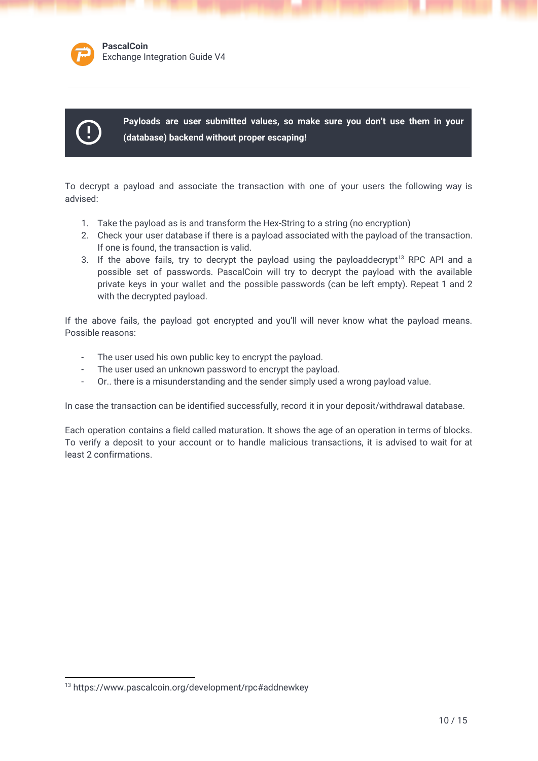> **Payloads are user submitted values, so make sure you don't use them in your (database) backend without proper escaping!**

To decrypt a payload and associate the transaction with one of your users the following way is advised:

1. Take the payload as is and transform the Hex-String to a string (no encryption)
2. Check your user database if there is a payload associated with the payload of the transaction. If one is found, the transaction is valid.
3. If the above fails, try to decrypt the payload using the payloaddecrypt[13] RPC API and a possible set of passwords. PascalCoin will try to decrypt the payload with the available private keys in your wallet and the possible passwords (can be left empty). Repeat 1 and 2 with the decrypted payload.

If the above fails, the payload got encrypted and you'll will never know what the payload means. Possible reasons:

- The user used his own public key to encrypt the payload.
- The user used an unknown password to encrypt the payload.
- Or.. there is a misunderstanding and the sender simply used a wrong payload value.

In case the transaction can be identified successfully, record it in your deposit/withdrawal database.

Each operation contains a field called maturation. It shows the age of an operation in terms of blocks. To verify a deposit to your account or to handle malicious transactions, it is advised to wait for at least 2 confirmations.

[13] https://www.pascalcoin.org/development/rpc#addnewkey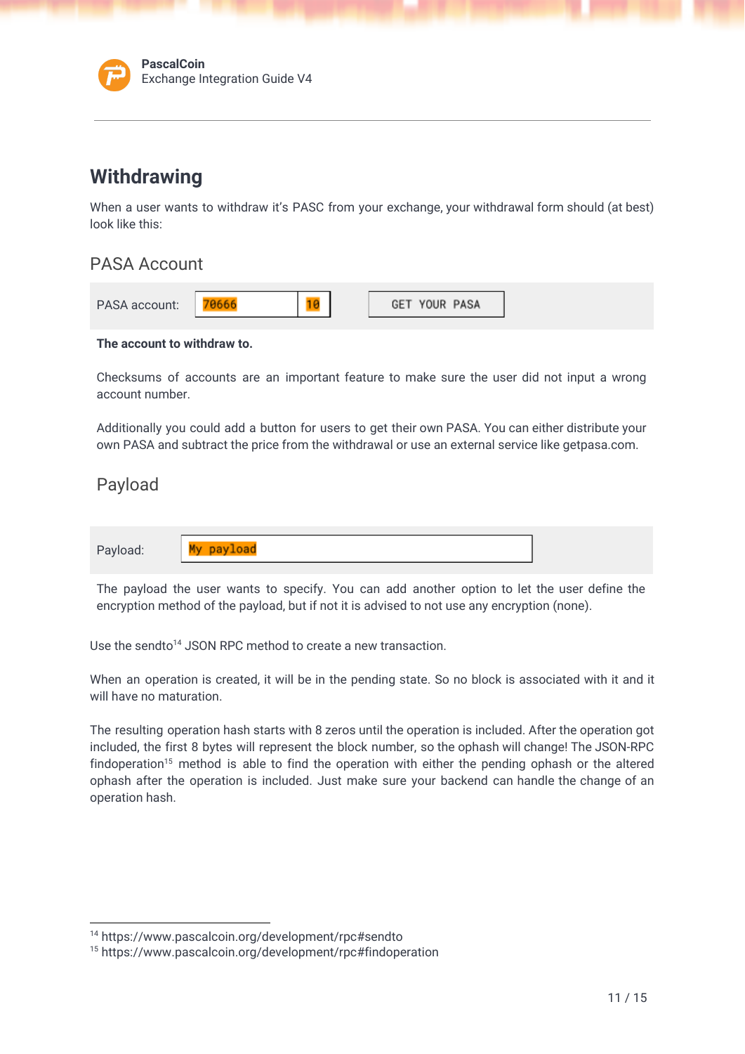## Withdrawing

When a user wants to withdraw it's PASC from your exchange, your withdrawal form should (at best) look like this:

### PASA Account

PASA account: 70666 | 10 &nbsp;&nbsp; GET YOUR PASA

**The account to withdraw to.**

Checksums of accounts are an important feature to make sure the user did not input a wrong account number.

Additionally you could add a button for users to get their own PASA. You can either distribute your own PASA and subtract the price from the withdrawal or use an external service like getpasa.com.

### Payload

Payload: My payload

The payload the user wants to specify. You can add another option to let the user define the encryption method of the payload, but if not it is advised to not use any encryption (none).

Use the sendto[14] JSON RPC method to create a new transaction.

When an operation is created, it will be in the pending state. So no block is associated with it and it will have no maturation.

The resulting operation hash starts with 8 zeros until the operation is included. After the operation got included, the first 8 bytes will represent the block number, so the ophash will change! The JSON-RPC findoperation[15] method is able to find the operation with either the pending ophash or the altered ophash after the operation is included. Just make sure your backend can handle the change of an operation hash.

---

[14] https://www.pascalcoin.org/development/rpc#sendto
[15] https://www.pascalcoin.org/development/rpc#findoperation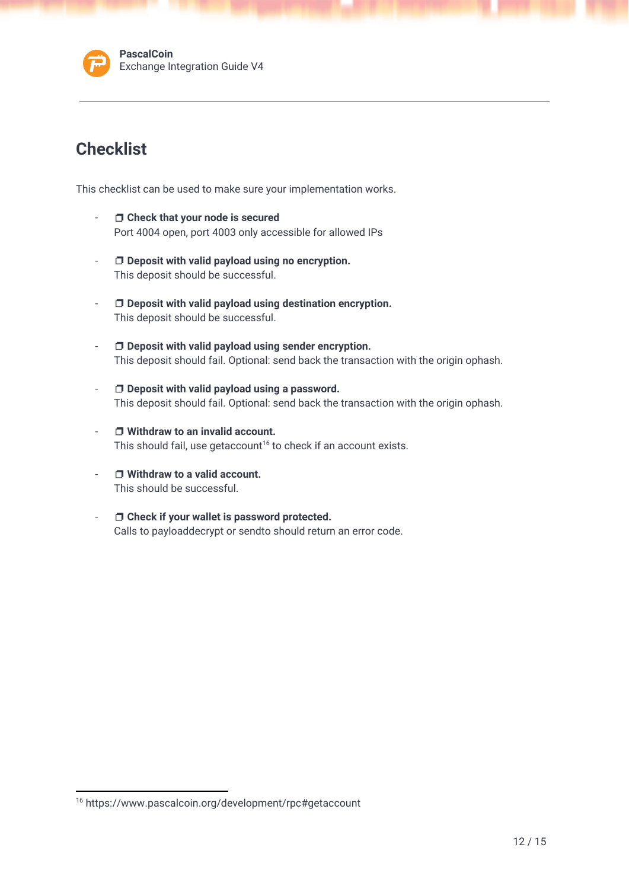# Checklist

This checklist can be used to make sure your implementation works.

- ❒ **Check that your node is secured**
  Port 4004 open, port 4003 only accessible for allowed IPs

- ❒ **Deposit with valid payload using no encryption.**
  This deposit should be successful.

- ❒ **Deposit with valid payload using destination encryption.**
  This deposit should be successful.

- ❒ **Deposit with valid payload using sender encryption.**
  This deposit should fail. Optional: send back the transaction with the origin ophash.

- ❒ **Deposit with valid payload using a password.**
  This deposit should fail. Optional: send back the transaction with the origin ophash.

- ❒ **Withdraw to an invalid account.**
  This should fail, use getaccount[16] to check if an account exists.

- ❒ **Withdraw to a valid account.**
  This should be successful.

- ❒ **Check if your wallet is password protected.**
  Calls to payloaddecrypt or sendto should return an error code.

---

[16] https://www.pascalcoin.org/development/rpc#getaccount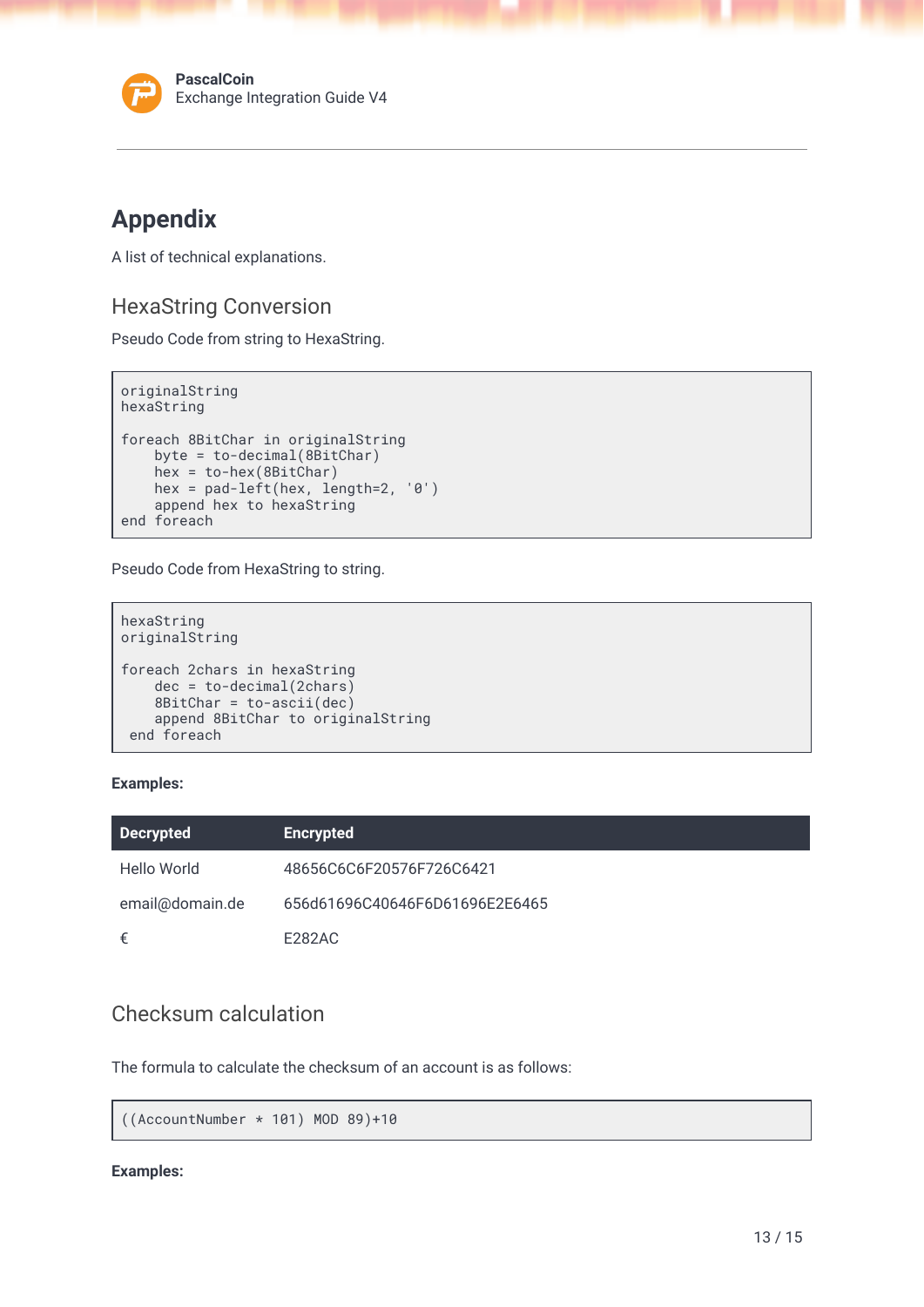# Appendix

A list of technical explanations.

## HexaString Conversion

Pseudo Code from string to HexaString.

```
originalString
hexaString

foreach 8BitChar in originalString
    byte = to-decimal(8BitChar)
    hex = to-hex(8BitChar)
    hex = pad-left(hex, length=2, '0')
    append hex to hexaString
end foreach
```

Pseudo Code from HexaString to string.

```
hexaString
originalString

foreach 2chars in hexaString
    dec = to-decimal(2chars)
    8BitChar = to-ascii(dec)
    append 8BitChar to originalString
 end foreach
```

**Examples:**

| Decrypted | Encrypted |
|---|---|
| Hello World | 48656C6C6F20576F726C6421 |
| email@domain.de | 656d61696C40646F6D61696E2E6465 |
| € | E282AC |

## Checksum calculation

The formula to calculate the checksum of an account is as follows:

```
((AccountNumber * 101) MOD 89)+10
```

**Examples:**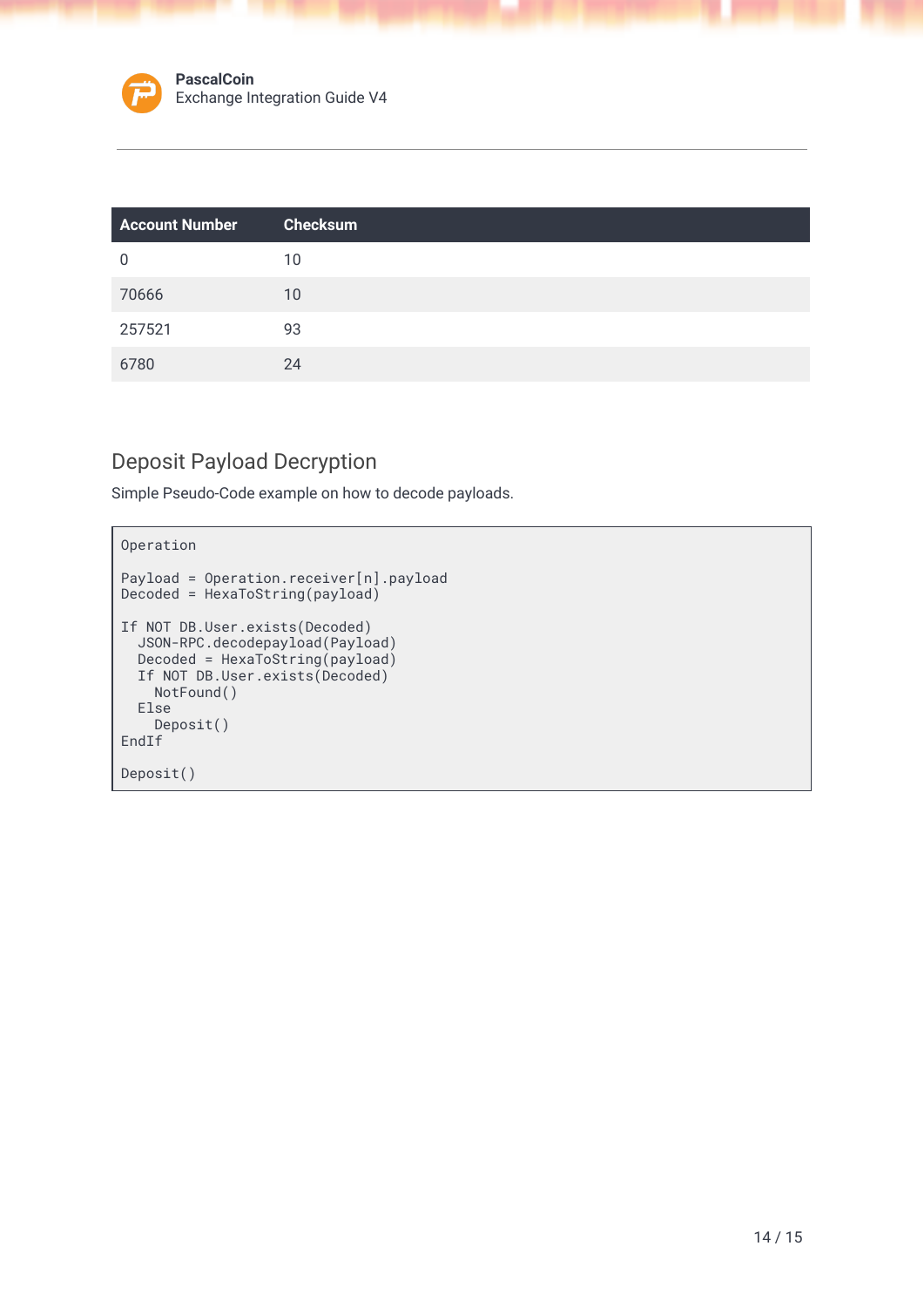| Account Number | Checksum |
|---|---|
| 0 | 10 |
| 70666 | 10 |
| 257521 | 93 |
| 6780 | 24 |

## Deposit Payload Decryption

Simple Pseudo-Code example on how to decode payloads.

```
Operation

Payload = Operation.receiver[n].payload
Decoded = HexaToString(payload)

If NOT DB.User.exists(Decoded)
  JSON-RPC.decodepayload(Payload)
  Decoded = HexaToString(payload)
  If NOT DB.User.exists(Decoded)
    NotFound()
  Else
    Deposit()
EndIf

Deposit()
```